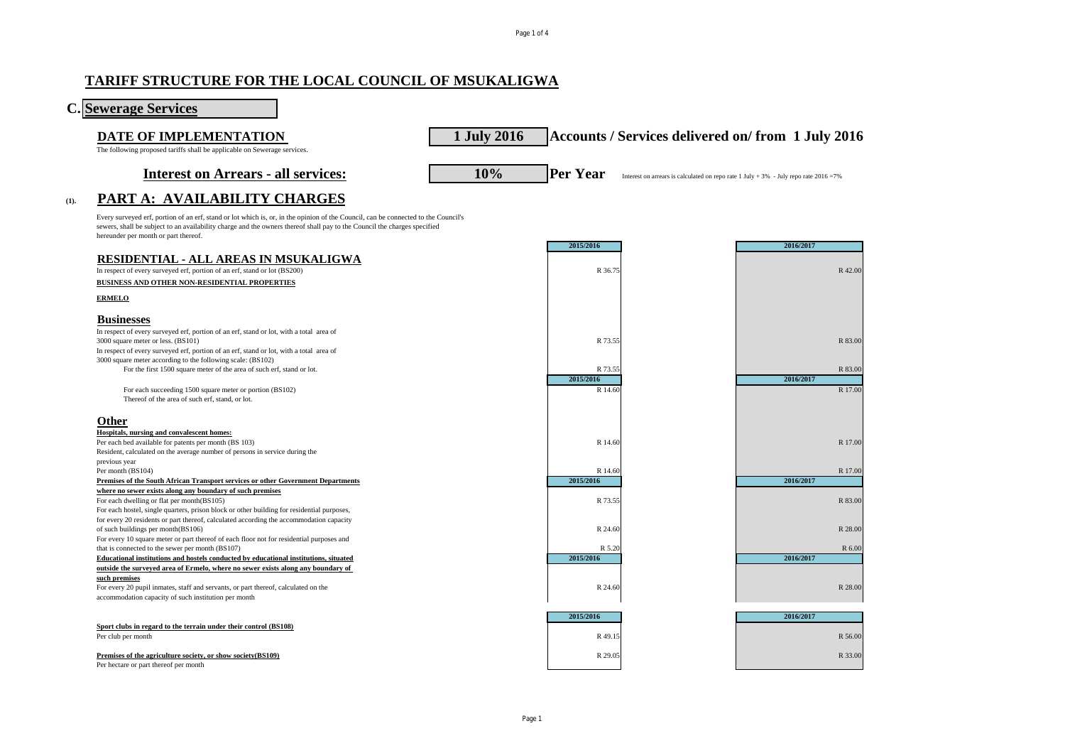# TARIFF STRUCTURE FOR THE LOCAL COUNCIL OF MSUKALIGWA

## C. Sewerage Services

**DATE OF IMPLEMENTATION** | **1 July 2016** | **Accounts / Services delivered on/ from 1 July 2016**

The following proposed tariffs shall be applicable on Sewerage services.

**Interest on Arrears - all services:** | **10%** | **Per Year** — Interest on arrears is calculated on repo rate 1 July + 3% - July repo rate 2016 =7%

## (1). PART A: AVAILABILITY CHARGES

Every surveyed erf, portion of an erf, stand or lot which is, or, in the opinion of the Council, can be connected to the Council's sewers, shall be subject to an availability charge and the owners thereof shall pay to the Council the charges specified hereunder per month or part thereof.

| Description | 2015/2016 | 2016/2017 |
|---|---|---|
| **RESIDENTIAL - ALL AREAS IN MSUKALIGWA** | | |
| In respect of every surveyed erf, portion of an erf, stand or lot (BS200) | R 36.75 | R 42.00 |
| **BUSINESS AND OTHER NON-RESIDENTIAL PROPERTIES** | | |
| **ERMELO** | | |
| **Businesses** | | |
| In respect of every surveyed erf, portion of an erf, stand or lot, with a total area of 3000 square meter or less. (BS101) | R 73.55 | R 83.00 |
| In respect of every surveyed erf, portion of an erf, stand or lot, with a total area of 3000 square meter according to the following scale: (BS102) | | |
| For the first 1500 square meter of the area of such erf, stand or lot. | R 73.55 | R 83.00 |
| For each succeeding 1500 square meter or portion (BS102) Thereof of the area of such erf, stand, or lot. | R 14.60 | R 17.00 |
| **Other** | | |
| **Hospitals, nursing and convalescent homes:** | | |
| Per each bed available for patents per month (BS 103) | R 14.60 | R 17.00 |
| Resident, calculated on the average number of persons in service during the previous year Per month (BS104) | R 14.60 | R 17.00 |
| **Premises of the South African Transport services or other Government Departments where no sewer exists along any boundary of such premises** | | |
| For each dwelling or flat per month(BS105) | R 73.55 | R 83.00 |
| For each hostel, single quarters, prison block or other building for residential purposes, for every 20 residents or part thereof, calculated according the accommodation capacity of such buildings per month(BS106) | R 24.60 | R 28.00 |
| For every 10 square meter or part thereof of each floor not for residential purposes and that is connected to the sewer per month (BS107) | R 5.20 | R 6.00 |
| **Educational institutions and hostels conducted by educational institutions, situated outside the surveyed area of Ermelo, where no sewer exists along any boundary of such premises** | | |
| For every 20 pupil inmates, staff and servants, or part thereof, calculated on the accommodation capacity of such institution per month | R 24.60 | R 28.00 |
| **Sport clubs in regard to the terrain under their control (BS108)** | | |
| Per club per month | R 49.15 | R 56.00 |
| **Premises of the agriculture society, or show society(BS109)** | | |
| Per hectare or part thereof per month | R 29.05 | R 33.00 |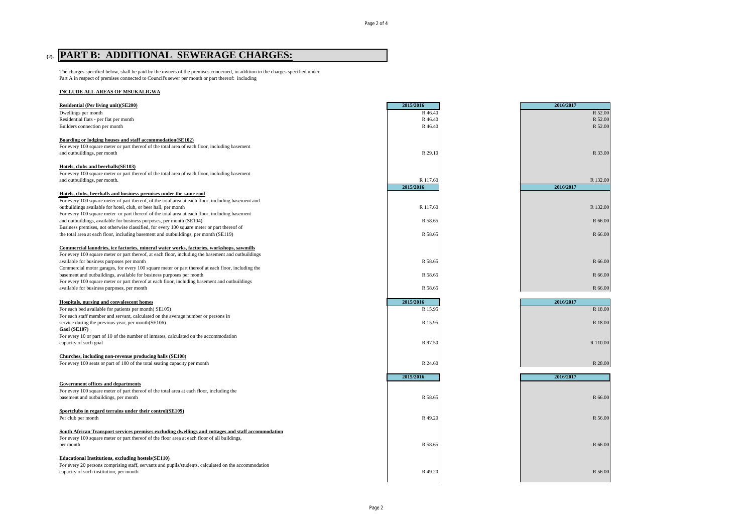## (2). PART B: ADDITIONAL SEWERAGE CHARGES:

The charges specified below, shall be paid by the owners of the premises concerned, in addition to the charges specified under Part A in respect of premises connected to Council's sewer per month or part thereof: including

**INCLUDE ALL AREAS OF MSUKALIGWA**

| | 2015/2016 | 2016/2017 |
|---|---|---|
| **Residential (Per living unit)(SE200)** | | |
| Dwellings per month | R 46.40 | R 52.00 |
| Residential flats - per flat per month | R 46.40 | R 52.00 |
| Builders connection per month | R 46.40 | R 52.00 |
| **Boarding or lodging houses and staff accommodation(SE102)** | | |
| For every 100 square meter or part thereof of the total area of each floor, including basement and outbuildings, per month | R 29.10 | R 33.00 |
| **Hotels, clubs and beerhalls(SE103)** | | |
| For every 100 square meter or part thereof of the total area of each floor, including basement and outbuildings, per month. | R 117.60 | R 132.00 |
| **Hotels, clubs, beerhalls and business premises under the same roof** | **2015/2016** | **2016/2017** |
| For every 100 square meter of part thereof, of the total area at each floor, including basement and outbuildings available for hotel, club, or beer hall, per month | R 117.60 | R 132.00 |
| For every 100 square meter or part thereof of the total area at each floor, including basement and outbuildings, available for business purposes, per month (SE104) | R 58.65 | R 66.00 |
| Business premises, not otherwise classified, for every 100 square meter or part thereof of the total area at each floor, including basement and outbuildings, per month (SE119) | R 58.65 | R 66.00 |
| **Commercial laundries, ice factories, mineral water works, factories, workshops, sawmills** | | |
| For every 100 square meter or part thereof, at each floor, including the basement and outbuildings available for business purposes per month | R 58.65 | R 66.00 |
| Commercial motor garages, for every 100 square meter or part thereof at each floor, including the basement and outbuildings, available for business purposes per month | R 58.65 | R 66.00 |
| For every 100 square meter or part thereof at each floor, including basement and outbuildings available for business purposes, per month | R 58.65 | R 66.00 |
| **Hospitals, nursing and convalescent homes** | **2015/2016** | **2016/2017** |
| For each bed available for patients per month( SE105) | R 15.95 | R 18.00 |
| For each staff member and servant, calculated on the average number or persons in service during the previous year, per month(SE106) | R 15.95 | R 18.00 |
| **Gaol (SE107)** | | |
| For every 10 or part of 10 of the number of inmates, calculated on the accommodation capacity of such goal | R 97.50 | R 110.00 |
| **Churches, including non-revenue producing halls (SE108)** | | |
| For every 100 seats or part of 100 of the total seating capacity per month | R 24.60 | R 28.00 |
| | **2015/2016** | **2016/2017** |
| **Government offices and departments** | | |
| For every 100 square meter of part thereof of the total area at each floor, including the basement and outbuildings, per month | R 58.65 | R 66.00 |
| **Sportclubs in regard terrains under their control(SE109)** | | |
| Per club per month | R 49.20 | R 56.00 |
| **South African Transport services premises excluding dwellings and cottages and staff accommodation** | | |
| For every 100 square meter or part thereof of the floor area at each floor of all buildings, per month | R 58.65 | R 66.00 |
| **Educational Institutions, excluding hostels(SE110)** | | |
| For every 20 persons comprising staff, servants and pupils/students, calculated on the accommodation capacity of such institution, per month | R 49.20 | R 56.00 |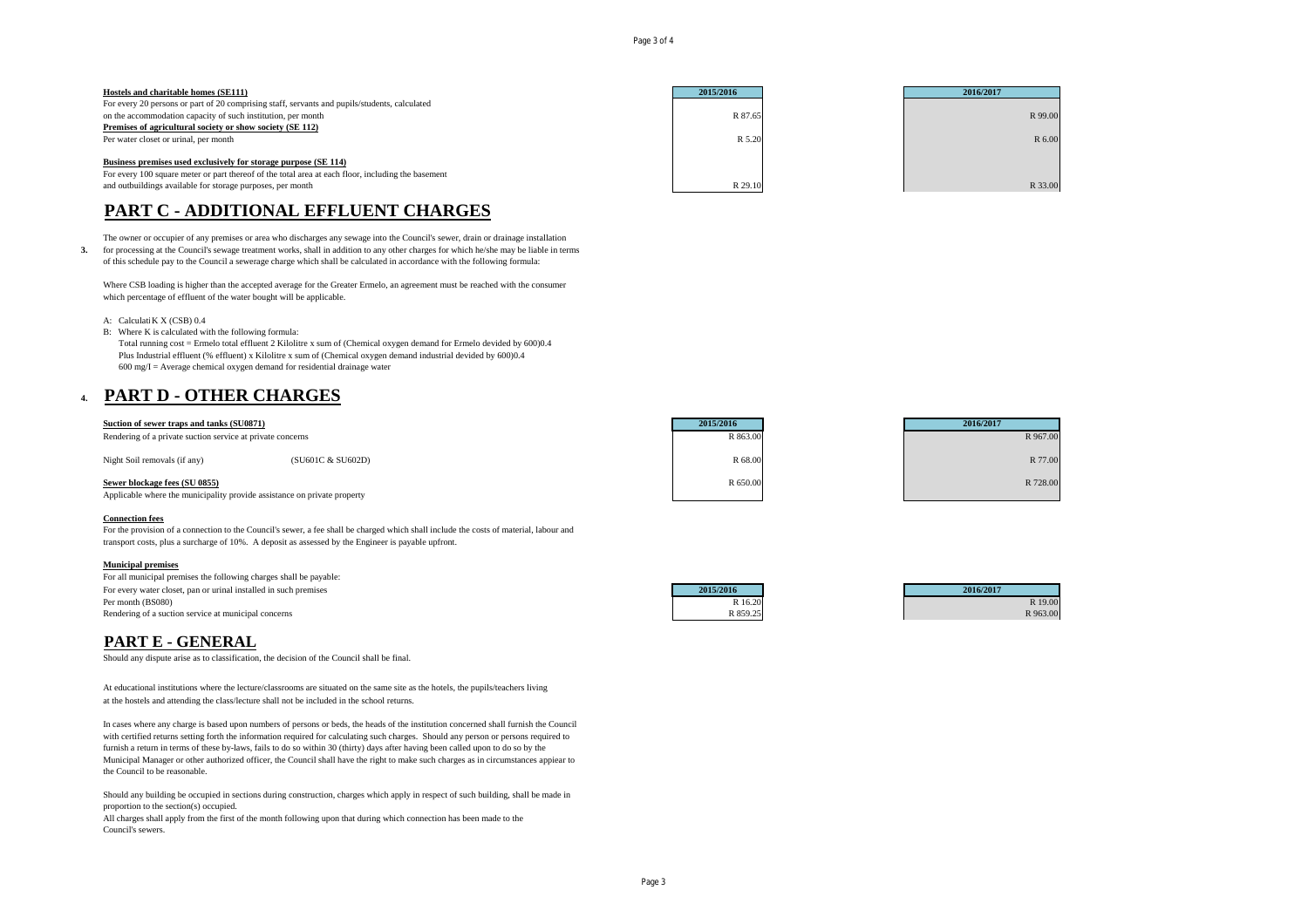| | 2015/2016 | 2016/2017 |
|---|---|---|
| **Hostels and charitable homes (SE111)** | | |
| For every 20 persons or part of 20 comprising staff, servants and pupils/students, calculated on the accommodation capacity of such institution, per month | R 87.65 | R 99.00 |
| **Premises of agricultural society or show society (SE 112)** | | |
| Per water closet or urinal, per month | R 5.20 | R 6.00 |
| **Business premises used exclusively for storage purpose (SE 114)** | | |
| For every 100 square meter or part thereof of the total area at each floor, including the basement and outbuildings available for storage purposes, per month | R 29.10 | R 33.00 |

# PART C - ADDITIONAL EFFLUENT CHARGES

**3.** The owner or occupier of any premises or area who discharges any sewage into the Council's sewer, drain or drainage installation for processing at the Council's sewage treatment works, shall in addition to any other charges for which he/she may be liable in terms of this schedule pay to the Council a sewerage charge which shall be calculated in accordance with the following formula:

Where CSB loading is higher than the accepted average for the Greater Ermelo, an agreement must be reached with the consumer which percentage of effluent of the water bought will be applicable.

A: CalculatiK X (CSB) 0.4

B: Where K is calculated with the following formula:
Total running cost = Ermelo total effluent 2 Kilolitre x sum of (Chemical oxygen demand for Ermelo devided by 600)0.4
Plus Industrial effluent (% effluent) x Kilolitre x sum of (Chemical oxygen demand industrial devided by 600)0.4
600 mg/I = Average chemical oxygen demand for residential drainage water

# 4. PART D - OTHER CHARGES

| | | 2015/2016 | 2016/2017 |
|---|---|---|---|
| **Suction of sewer traps and tanks (SU0871)** | | | |
| Rendering of a private suction service at private concerns | | R 863.00 | R 967.00 |
| Night Soil removals (if any) | (SU601C & SU602D) | R 68.00 | R 77.00 |
| **Sewer blockage fees (SU 0855)** | | R 650.00 | R 728.00 |
| Applicable where the municipality provide assistance on private property | | | |

**Connection fees**

For the provision of a connection to the Council's sewer, a fee shall be charged which shall include the costs of material, labour and transport costs, plus a surcharge of 10%. A deposit as assessed by the Engineer is payable upfront.

**Municipal premises**

For all municipal premises the following charges shall be payable:

| | 2015/2016 | 2016/2017 |
|---|---|---|
| For every water closet, pan or urinal installed in such premises Per month (BS080) | R 16.20 | R 19.00 |
| Rendering of a suction service at municipal concerns | R 859.25 | R 963.00 |

# PART E - GENERAL

Should any dispute arise as to classification, the decision of the Council shall be final.

At educational institutions where the lecture/classrooms are situated on the same site as the hotels, the pupils/teachers living at the hostels and attending the class/lecture shall not be included in the school returns.

In cases where any charge is based upon numbers of persons or beds, the heads of the institution concerned shall furnish the Council with certified returns setting forth the information required for calculating such charges. Should any person or persons required to furnish a return in terms of these by-laws, fails to do so within 30 (thirty) days after having been called upon to do so by the Municipal Manager or other authorized officer, the Council shall have the right to make such charges as in circumstances appiear to the Council to be reasonable.

Should any building be occupied in sections during construction, charges which apply in respect of such building, shall be made in proportion to the section(s) occupied.

All charges shall apply from the first of the month following upon that during which connection has been made to the Council's sewers.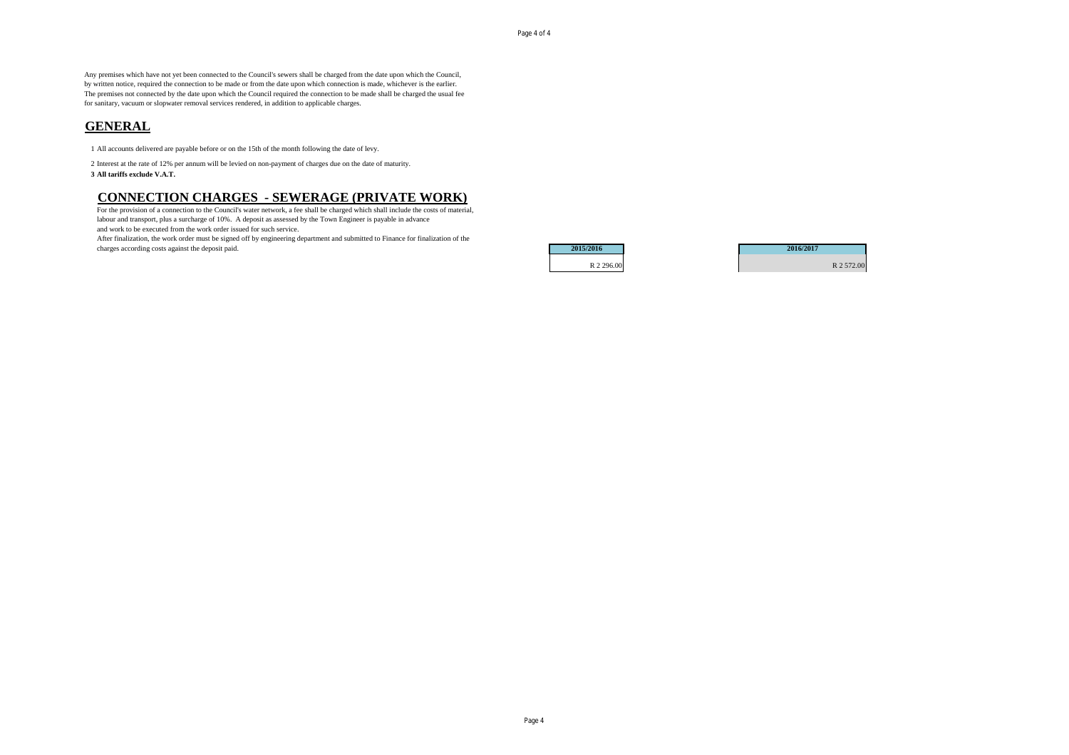Any premises which have not yet been connected to the Council's sewers shall be charged from the date upon which the Council, by written notice, required the connection to be made or from the date upon which connection is made, whichever is the earlier. The premises not connected by the date upon which the Council required the connection to be made shall be charged the usual fee for sanitary, vacuum or slopwater removal services rendered, in addition to applicable charges.

## GENERAL

1 All accounts delivered are payable before or on the 15th of the month following the date of levy.

2 Interest at the rate of 12% per annum will be levied on non-payment of charges due on the date of maturity.

**3 All tariffs exclude V.A.T.**

## CONNECTION CHARGES - SEWERAGE (PRIVATE WORK)

For the provision of a connection to the Council's water network, a fee shall be charged which shall include the costs of material, labour and transport, plus a surcharge of 10%. A deposit as assessed by the Town Engineer is payable in advance and work to be executed from the work order issued for such service.
After finalization, the work order must be signed off by engineering department and submitted to Finance for finalization of the charges according costs against the deposit paid.

| 2015/2016 | 2016/2017 |
|---|---|
| R 2 296.00 | R 2 572.00 |